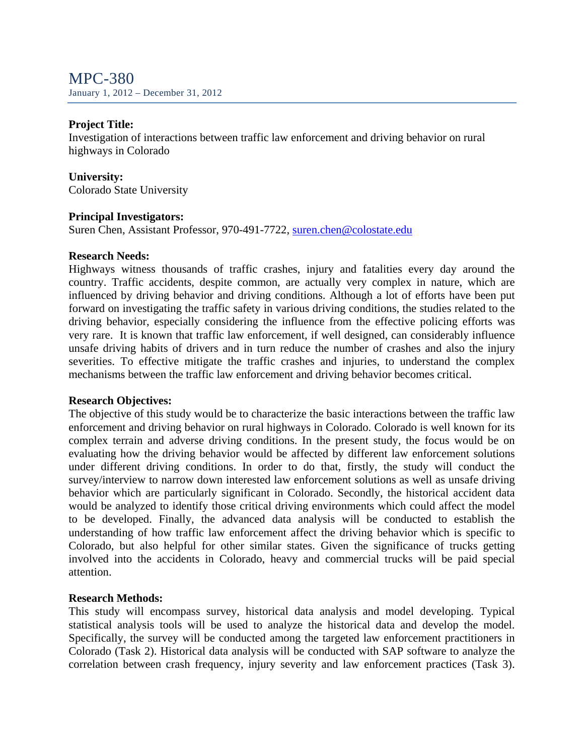# MPC-380

January 1, 2012 – December 31, 2012

**Project Title:**
Investigation of interactions between traffic law enforcement and driving behavior on rural highways in Colorado

**University:**
Colorado State University

**Principal Investigators:**
Suren Chen, Assistant Professor, 970-491-7722, suren.chen@colostate.edu

**Research Needs:**
Highways witness thousands of traffic crashes, injury and fatalities every day around the country. Traffic accidents, despite common, are actually very complex in nature, which are influenced by driving behavior and driving conditions. Although a lot of efforts have been put forward on investigating the traffic safety in various driving conditions, the studies related to the driving behavior, especially considering the influence from the effective policing efforts was very rare. It is known that traffic law enforcement, if well designed, can considerably influence unsafe driving habits of drivers and in turn reduce the number of crashes and also the injury severities. To effective mitigate the traffic crashes and injuries, to understand the complex mechanisms between the traffic law enforcement and driving behavior becomes critical.

**Research Objectives:**
The objective of this study would be to characterize the basic interactions between the traffic law enforcement and driving behavior on rural highways in Colorado. Colorado is well known for its complex terrain and adverse driving conditions. In the present study, the focus would be on evaluating how the driving behavior would be affected by different law enforcement solutions under different driving conditions. In order to do that, firstly, the study will conduct the survey/interview to narrow down interested law enforcement solutions as well as unsafe driving behavior which are particularly significant in Colorado. Secondly, the historical accident data would be analyzed to identify those critical driving environments which could affect the model to be developed. Finally, the advanced data analysis will be conducted to establish the understanding of how traffic law enforcement affect the driving behavior which is specific to Colorado, but also helpful for other similar states. Given the significance of trucks getting involved into the accidents in Colorado, heavy and commercial trucks will be paid special attention.

**Research Methods:**
This study will encompass survey, historical data analysis and model developing. Typical statistical analysis tools will be used to analyze the historical data and develop the model. Specifically, the survey will be conducted among the targeted law enforcement practitioners in Colorado (Task 2). Historical data analysis will be conducted with SAP software to analyze the correlation between crash frequency, injury severity and law enforcement practices (Task 3).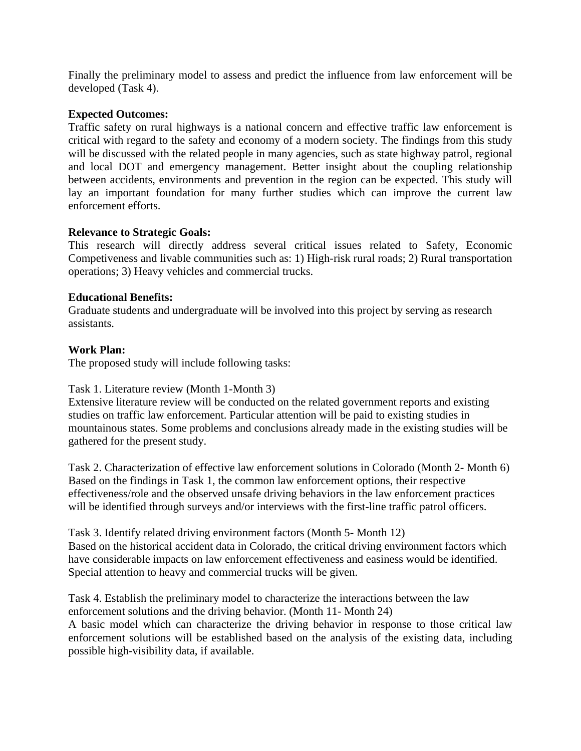Finally the preliminary model to assess and predict the influence from law enforcement will be developed (Task 4).

**Expected Outcomes:**
Traffic safety on rural highways is a national concern and effective traffic law enforcement is critical with regard to the safety and economy of a modern society. The findings from this study will be discussed with the related people in many agencies, such as state highway patrol, regional and local DOT and emergency management. Better insight about the coupling relationship between accidents, environments and prevention in the region can be expected. This study will lay an important foundation for many further studies which can improve the current law enforcement efforts.

**Relevance to Strategic Goals:**
This research will directly address several critical issues related to Safety, Economic Competiveness and livable communities such as: 1) High-risk rural roads; 2) Rural transportation operations; 3) Heavy vehicles and commercial trucks.

**Educational Benefits:**
Graduate students and undergraduate will be involved into this project by serving as research assistants.

**Work Plan:**
The proposed study will include following tasks:

Task 1. Literature review (Month 1-Month 3)
Extensive literature review will be conducted on the related government reports and existing studies on traffic law enforcement. Particular attention will be paid to existing studies in mountainous states. Some problems and conclusions already made in the existing studies will be gathered for the present study.

Task 2. Characterization of effective law enforcement solutions in Colorado (Month 2- Month 6)
Based on the findings in Task 1, the common law enforcement options, their respective effectiveness/role and the observed unsafe driving behaviors in the law enforcement practices will be identified through surveys and/or interviews with the first-line traffic patrol officers.

Task 3. Identify related driving environment factors (Month 5- Month 12)
Based on the historical accident data in Colorado, the critical driving environment factors which have considerable impacts on law enforcement effectiveness and easiness would be identified. Special attention to heavy and commercial trucks will be given.

Task 4. Establish the preliminary model to characterize the interactions between the law enforcement solutions and the driving behavior. (Month 11- Month 24)
A basic model which can characterize the driving behavior in response to those critical law enforcement solutions will be established based on the analysis of the existing data, including possible high-visibility data, if available.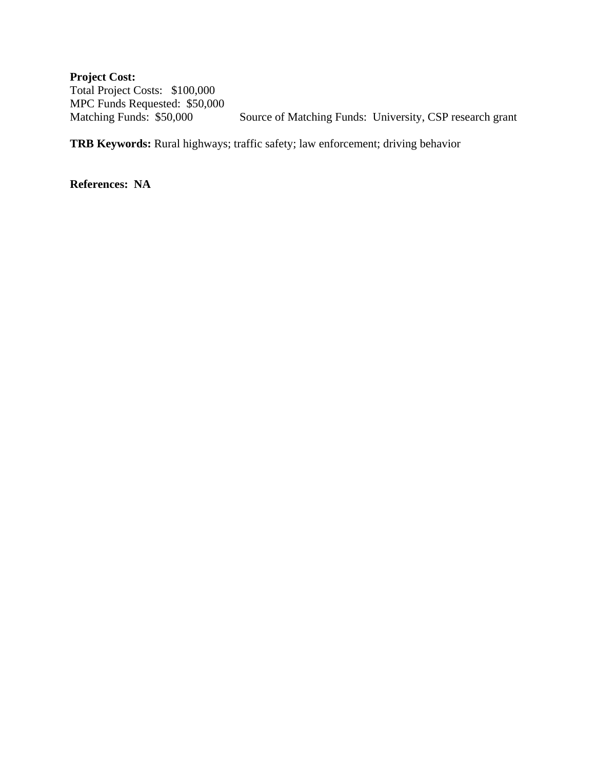**Project Cost:**
Total Project Costs: $100,000
MPC Funds Requested: $50,000
Matching Funds: $50,000 Source of Matching Funds: University, CSP research grant

**TRB Keywords:** Rural highways; traffic safety; law enforcement; driving behavior

**References: NA**